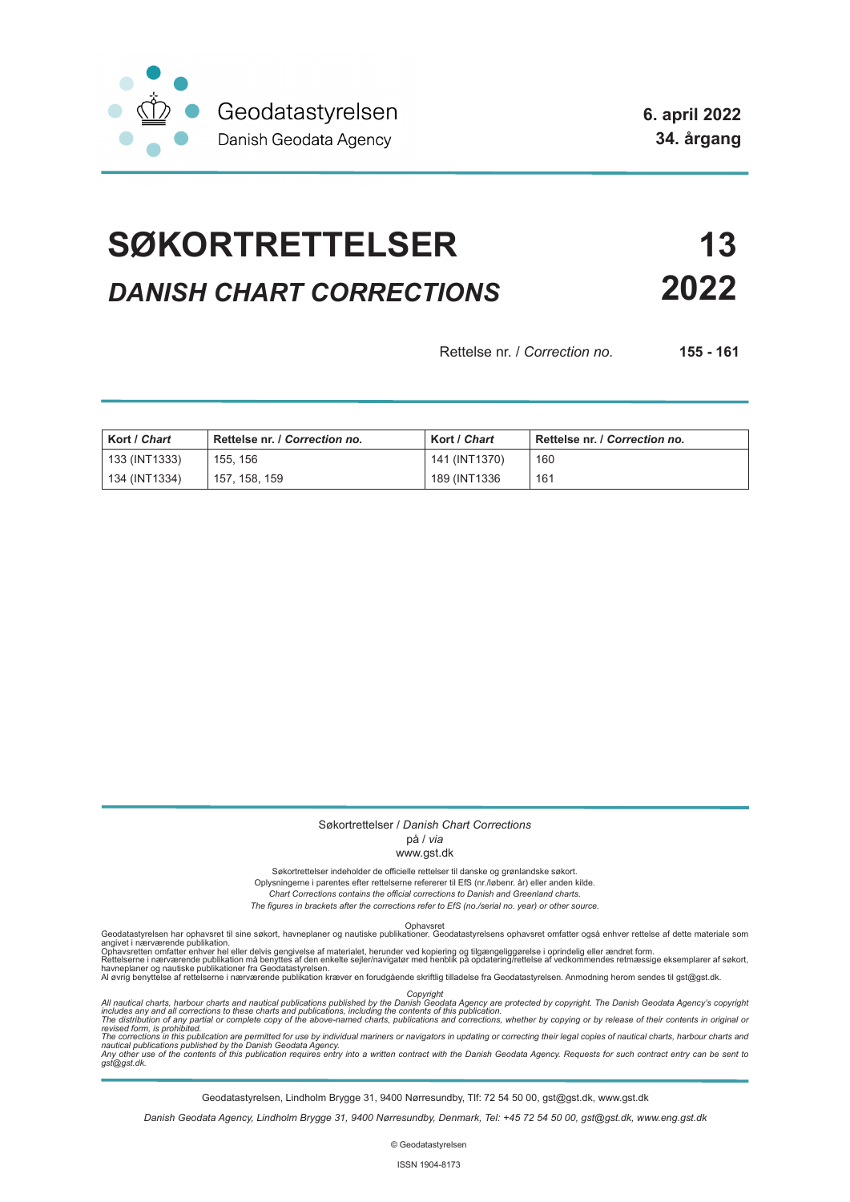Geodatastyrelsen
Danish Geodata Agency

**6. april 2022**
**34. årgang**

# SØKORTRETTELSER 13
## *DANISH CHART CORRECTIONS* 2022

Rettelse nr. / *Correction no.* **155 - 161**

| **Kort** / ***Chart*** | **Rettelse nr. / *Correction no.*** | **Kort** / ***Chart*** | **Rettelse nr. / *Correction no.*** |
|---|---|---|---|
| 133 (INT1333) | 155, 156 | 141 (INT1370) | 160 |
| 134 (INT1334) | 157, 158, 159 | 189 (INT1336 | 161 |

Søkortrettelser / *Danish Chart Corrections*
på / *via*
www.gst.dk

Søkortrettelser indeholder de officielle rettelser til danske og grønlandske søkort.
Oplysningerne i parentes efter rettelserne refererer til EfS (nr./løbenr. år) eller anden kilde.
*Chart Corrections contains the official corrections to Danish and Greenland charts.*
*The figures in brackets after the corrections refer to EfS (no./serial no. year) or other source.*

Ophavsret
Geodatastyrelsen har ophavsret til sine søkort, havneplaner og nautiske publikationer. Geodatastyrelsens ophavsret omfatter også enhver rettelse af dette materiale som angivet i nærværende publikation.
Ophavsretten omfatter enhver hel eller delvis gengivelse af materialet, herunder ved kopiering og tilgængeliggørelse i oprindelig eller ændret form.
Rettelserne i nærværende publikation må benyttes af den enkelte sejler/navigatør med henblik på opdatering/rettelse af vedkommendes retmæssige eksemplarer af søkort, havneplaner og nautiske publikationer fra Geodatastyrelsen.
Al øvrig benyttelse af rettelserne i nærværende publikation kræver en forudgående skriftlig tilladelse fra Geodatastyrelsen. Anmodning herom sendes til gst@gst.dk.

*Copyright*
*All nautical charts, harbour charts and nautical publications published by the Danish Geodata Agency are protected by copyright. The Danish Geodata Agency's copyright includes any and all corrections to these charts and publications, including the contents of this publication.*
*The distribution of any partial or complete copy of the above-named charts, publications and corrections, whether by copying or by release of their contents in original or revised form, is prohibited.*
*The corrections in this publication are permitted for use by individual mariners or navigators in updating or correcting their legal copies of nautical charts, harbour charts and nautical publications published by the Danish Geodata Agency.*
*Any other use of the contents of this publication requires entry into a written contract with the Danish Geodata Agency. Requests for such contract entry can be sent to gst@gst.dk.*

Geodatastyrelsen, Lindholm Brygge 31, 9400 Nørresundby, Tlf: 72 54 50 00, gst@gst.dk, www.gst.dk

*Danish Geodata Agency, Lindholm Brygge 31, 9400 Nørresundby, Denmark, Tel: +45 72 54 50 00, gst@gst.dk, www.eng.gst.dk*

© Geodatastyrelsen

ISSN 1904-8173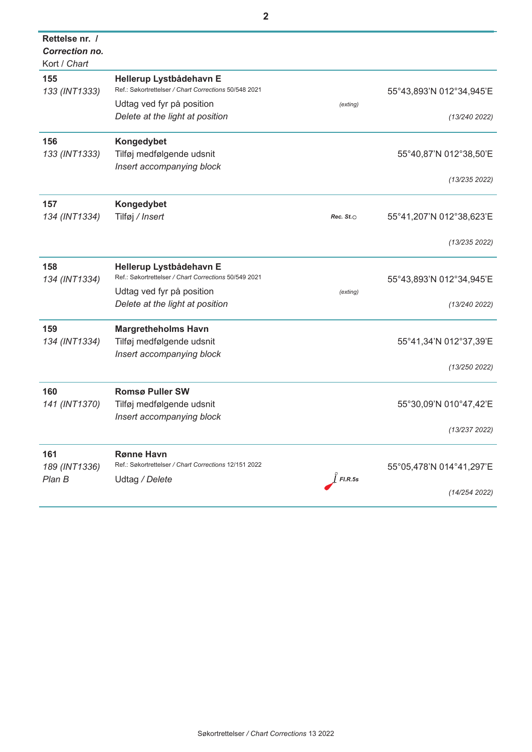| **Rettelse nr. /** ***Correction no.*** Kort / *Chart* | | | |
|---|---|---|---|
| **155** *133 (INT1333)* | **Hellerup Lystbådehavn E** Ref.: Søkortrettelser / *Chart Corrections* 50/548 2021 Udtag ved fyr på position *Delete at the light at position* | *(exting)* | 55°43,893'N 012°34,945'E *(13/240 2022)* |
| **156** *133 (INT1333)* | **Kongedybet** Tilføj medfølgende udsnit *Insert accompanying block* | | 55°40,87'N 012°38,50'E *(13/235 2022)* |
| **157** *134 (INT1334)* | **Kongedybet** Tilføj / *Insert* | ***Rec. St.***○ | 55°41,207'N 012°38,623'E *(13/235 2022)* |
| **158** *134 (INT1334)* | **Hellerup Lystbådehavn E** Ref.: Søkortrettelser / *Chart Corrections* 50/549 2021 Udtag ved fyr på position *Delete at the light at position* | *(exting)* | 55°43,893'N 012°34,945'E *(13/240 2022)* |
| **159** *134 (INT1334)* | **Margretheholms Havn** Tilføj medfølgende udsnit *Insert accompanying block* | | 55°41,34'N 012°37,39'E *(13/250 2022)* |
| **160** *141 (INT1370)* | **Romsø Puller SW** Tilføj medfølgende udsnit *Insert accompanying block* | | 55°30,09'N 010°47,42'E *(13/237 2022)* |
| **161** *189 (INT1336)* *Plan B* | **Rønne Havn** Ref.: Søkortrettelser / *Chart Corrections* 12/151 2022 Udtag / *Delete* | ***Fl.R.5s*** | 55°05,478'N 014°41,297'E *(14/254 2022)* |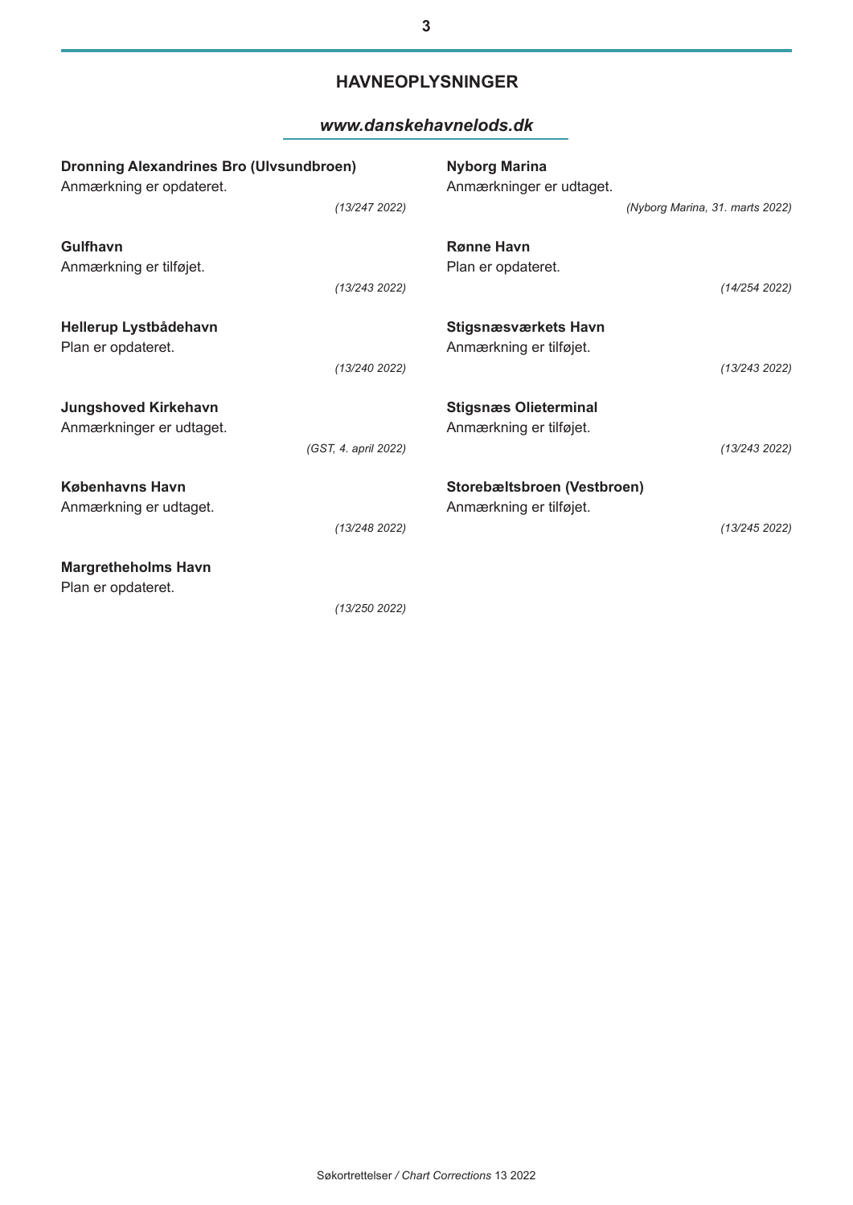## HAVNEOPLYSNINGER

***www.danskehavnelods.dk***

**Dronning Alexandrines Bro (Ulvsundbroen)**
Anmærkning er opdateret.

*(13/247 2022)*

**Gulfhavn**
Anmærkning er tilføjet.

*(13/243 2022)*

**Hellerup Lystbådehavn**
Plan er opdateret.

*(13/240 2022)*

**Jungshoved Kirkehavn**
Anmærkninger er udtaget.

*(GST, 4. april 2022)*

**Københavns Havn**
Anmærkning er udtaget.

*(13/248 2022)*

**Margretheholms Havn**
Plan er opdateret.

*(13/250 2022)*

**Nyborg Marina**
Anmærkninger er udtaget.

*(Nyborg Marina, 31. marts 2022)*

**Rønne Havn**
Plan er opdateret.

*(14/254 2022)*

**Stigsnæsværkets Havn**
Anmærkning er tilføjet.

*(13/243 2022)*

**Stigsnæs Olieterminal**
Anmærkning er tilføjet.

*(13/243 2022)*

**Storebæltsbroen (Vestbroen)**
Anmærkning er tilføjet.

*(13/245 2022)*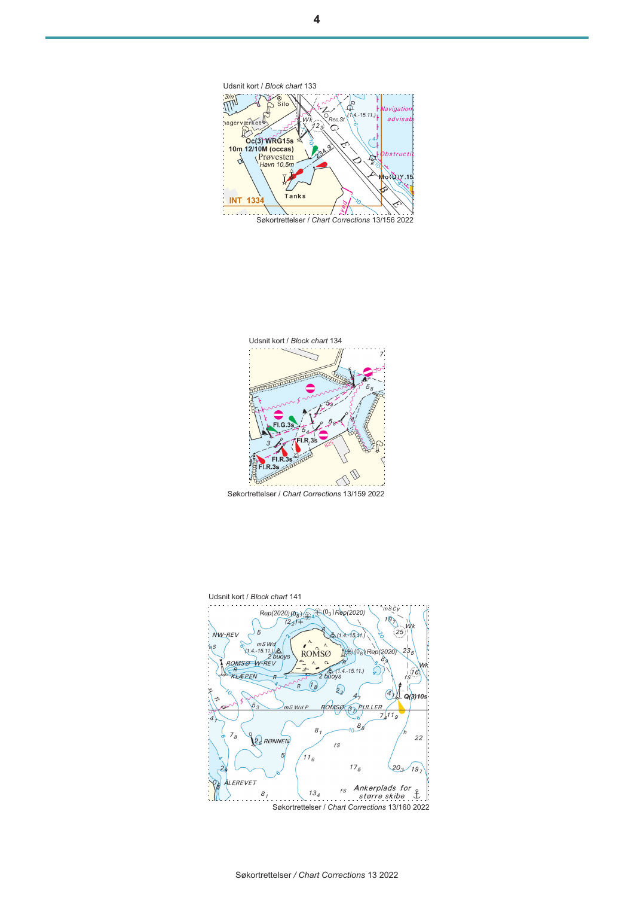Udsnit kort / *Block chart* 133

Søkortrettelser / *Chart Corrections* 13/156 2022

Udsnit kort / *Block chart* 134

Søkortrettelser / *Chart Corrections* 13/159 2022

Udsnit kort / *Block chart* 141

Søkortrettelser / *Chart Corrections* 13/160 2022